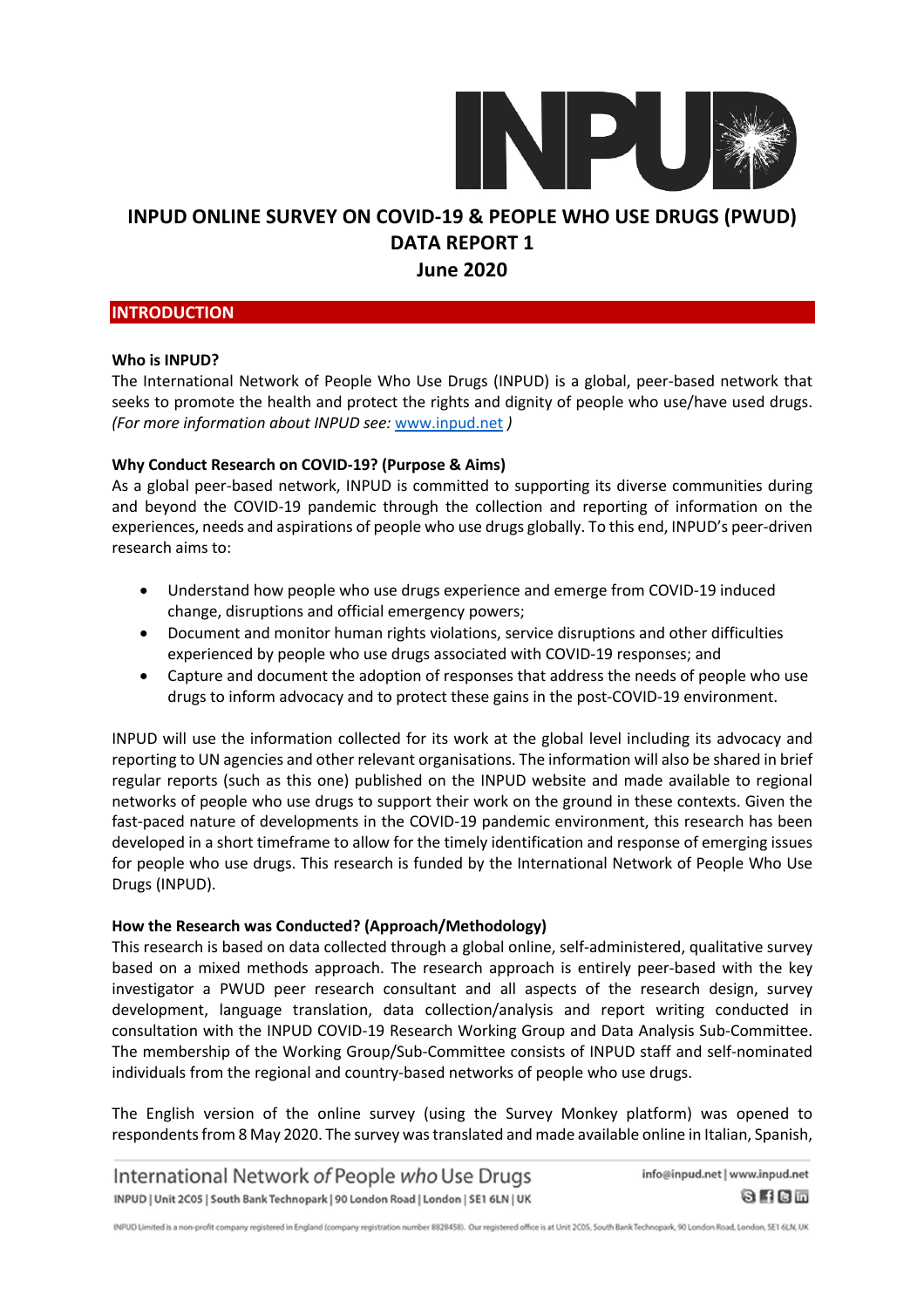# INPUD ONLINE SURVEY ON COVID-19 & PEOPLE WHO USE DRUGS (PWUD)

# DATA REPORT 1

# June 2020

## INTRODUCTION

**Who is INPUD?**

The International Network of People Who Use Drugs (INPUD) is a global, peer-based network that seeks to promote the health and protect the rights and dignity of people who use/have used drugs. *(For more information about INPUD see:* [www.inpud.net](http://www.inpud.net) *)*

**Why Conduct Research on COVID-19? (Purpose & Aims)**

As a global peer-based network, INPUD is committed to supporting its diverse communities during and beyond the COVID-19 pandemic through the collection and reporting of information on the experiences, needs and aspirations of people who use drugs globally. To this end, INPUD's peer-driven research aims to:

- Understand how people who use drugs experience and emerge from COVID-19 induced change, disruptions and official emergency powers;
- Document and monitor human rights violations, service disruptions and other difficulties experienced by people who use drugs associated with COVID-19 responses; and
- Capture and document the adoption of responses that address the needs of people who use drugs to inform advocacy and to protect these gains in the post-COVID-19 environment.

INPUD will use the information collected for its work at the global level including its advocacy and reporting to UN agencies and other relevant organisations. The information will also be shared in brief regular reports (such as this one) published on the INPUD website and made available to regional networks of people who use drugs to support their work on the ground in these contexts. Given the fast-paced nature of developments in the COVID-19 pandemic environment, this research has been developed in a short timeframe to allow for the timely identification and response of emerging issues for people who use drugs. This research is funded by the International Network of People Who Use Drugs (INPUD).

**How the Research was Conducted? (Approach/Methodology)**

This research is based on data collected through a global online, self-administered, qualitative survey based on a mixed methods approach. The research approach is entirely peer-based with the key investigator a PWUD peer research consultant and all aspects of the research design, survey development, language translation, data collection/analysis and report writing conducted in consultation with the INPUD COVID-19 Research Working Group and Data Analysis Sub-Committee. The membership of the Working Group/Sub-Committee consists of INPUD staff and self-nominated individuals from the regional and country-based networks of people who use drugs.

The English version of the online survey (using the Survey Monkey platform) was opened to respondents from 8 May 2020. The survey was translated and made available online in Italian, Spanish,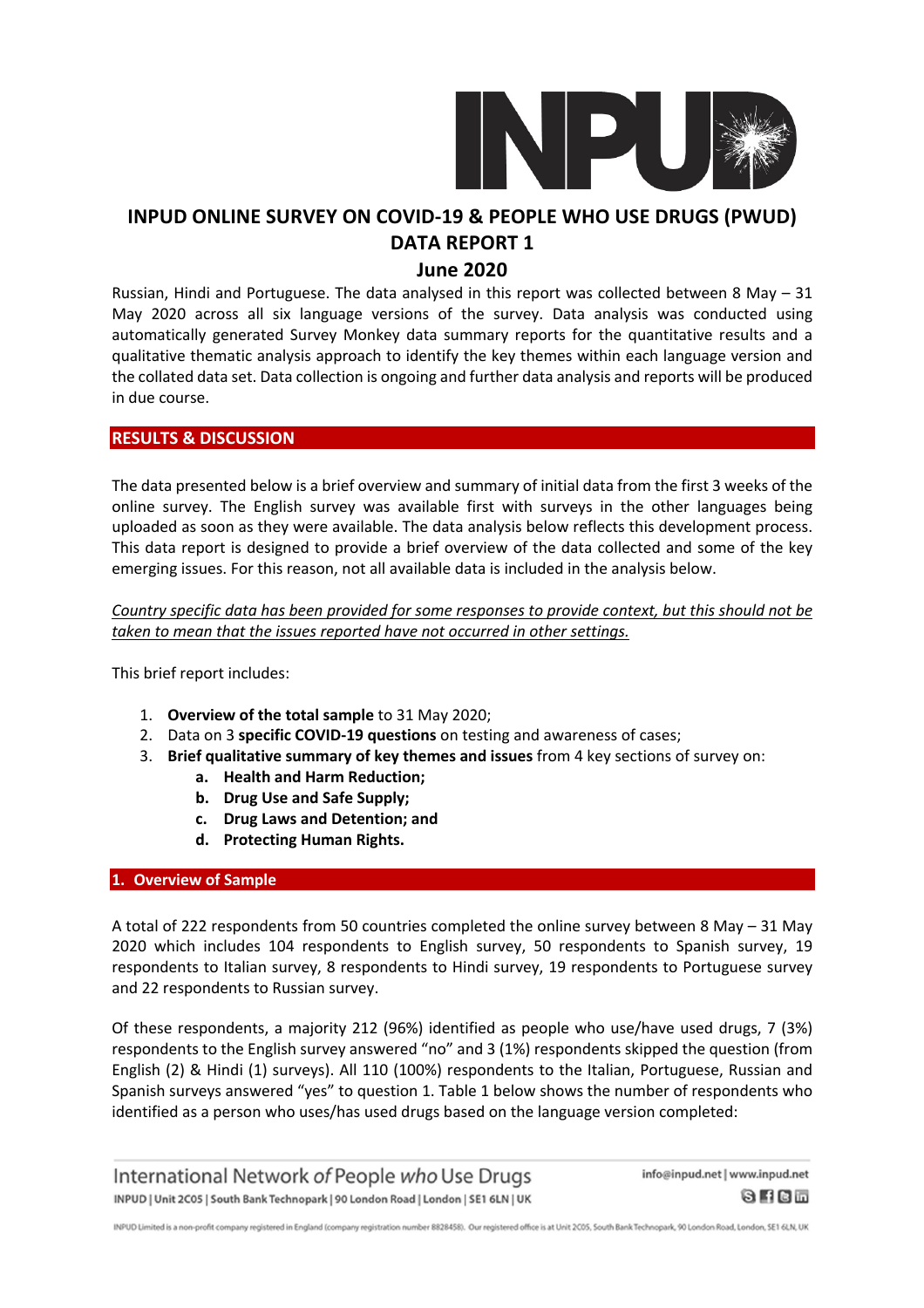# INPUD ONLINE SURVEY ON COVID-19 & PEOPLE WHO USE DRUGS (PWUD) DATA REPORT 1

## June 2020

Russian, Hindi and Portuguese. The data analysed in this report was collected between 8 May – 31 May 2020 across all six language versions of the survey. Data analysis was conducted using automatically generated Survey Monkey data summary reports for the quantitative results and a qualitative thematic analysis approach to identify the key themes within each language version and the collated data set. Data collection is ongoing and further data analysis and reports will be produced in due course.

## RESULTS & DISCUSSION

The data presented below is a brief overview and summary of initial data from the first 3 weeks of the online survey. The English survey was available first with surveys in the other languages being uploaded as soon as they were available. The data analysis below reflects this development process. This data report is designed to provide a brief overview of the data collected and some of the key emerging issues. For this reason, not all available data is included in the analysis below.

*Country specific data has been provided for some responses to provide context, but this should not be taken to mean that the issues reported have not occurred in other settings.*

This brief report includes:

1. **Overview of the total sample** to 31 May 2020;
2. Data on 3 **specific COVID-19 questions** on testing and awareness of cases;
3. **Brief qualitative summary of key themes and issues** from 4 key sections of survey on:
   - **a. Health and Harm Reduction;**
   - **b. Drug Use and Safe Supply;**
   - **c. Drug Laws and Detention; and**
   - **d. Protecting Human Rights.**

## 1. Overview of Sample

A total of 222 respondents from 50 countries completed the online survey between 8 May – 31 May 2020 which includes 104 respondents to English survey, 50 respondents to Spanish survey, 19 respondents to Italian survey, 8 respondents to Hindi survey, 19 respondents to Portuguese survey and 22 respondents to Russian survey.

Of these respondents, a majority 212 (96%) identified as people who use/have used drugs, 7 (3%) respondents to the English survey answered "no" and 3 (1%) respondents skipped the question (from English (2) & Hindi (1) surveys). All 110 (100%) respondents to the Italian, Portuguese, Russian and Spanish surveys answered "yes" to question 1. Table 1 below shows the number of respondents who identified as a person who uses/has used drugs based on the language version completed: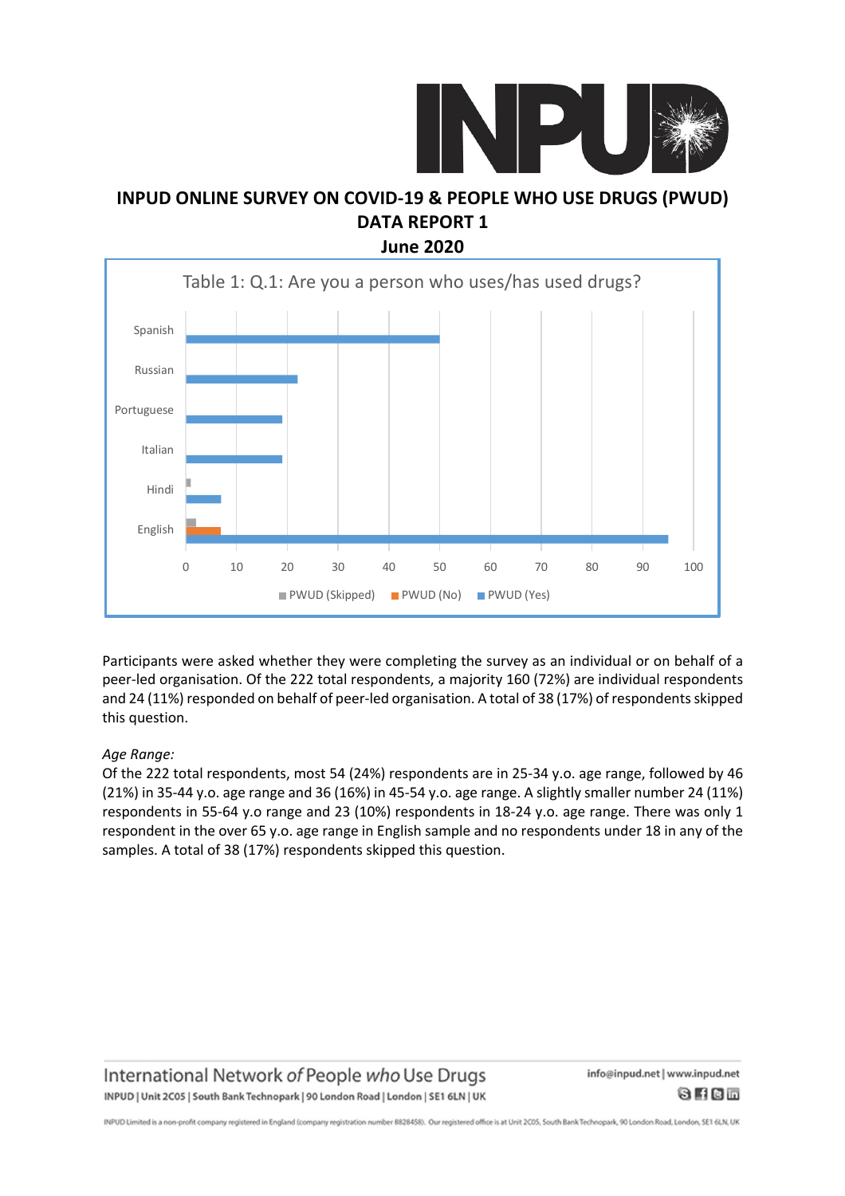# INPUD ONLINE SURVEY ON COVID-19 & PEOPLE WHO USE DRUGS (PWUD)
## DATA REPORT 1
### June 2020

Table 1: Q.1: Are you a person who uses/has used drugs?

Participants were asked whether they were completing the survey as an individual or on behalf of a peer-led organisation. Of the 222 total respondents, a majority 160 (72%) are individual respondents and 24 (11%) responded on behalf of peer-led organisation. A total of 38 (17%) of respondents skipped this question.

*Age Range:*

Of the 222 total respondents, most 54 (24%) respondents are in 25-34 y.o. age range, followed by 46 (21%) in 35-44 y.o. age range and 36 (16%) in 45-54 y.o. age range. A slightly smaller number 24 (11%) respondents in 55-64 y.o range and 23 (10%) respondents in 18-24 y.o. age range. There was only 1 respondent in the over 65 y.o. age range in English sample and no respondents under 18 in any of the samples. A total of 38 (17%) respondents skipped this question.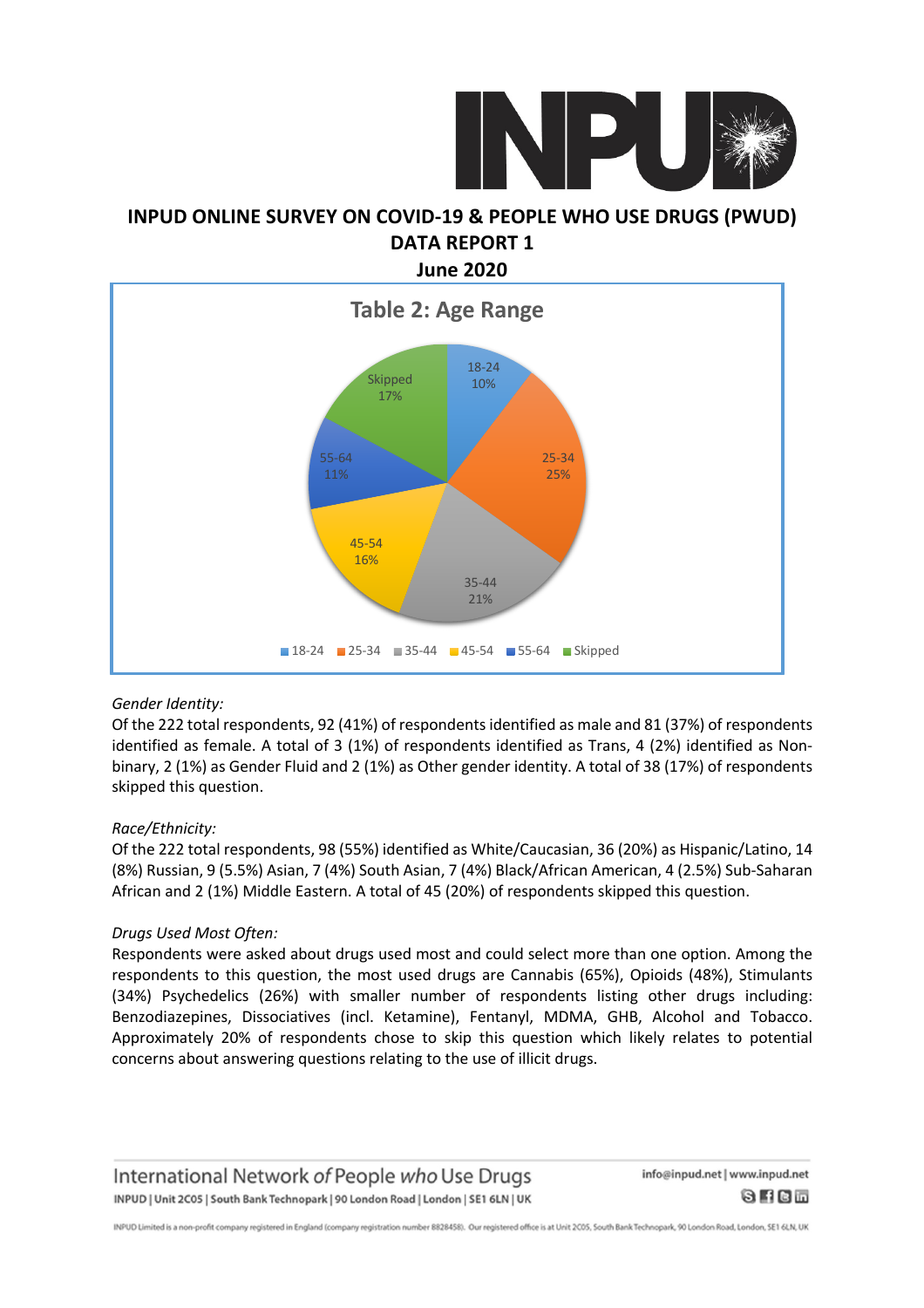# INPUD ONLINE SURVEY ON COVID-19 & PEOPLE WHO USE DRUGS (PWUD)

## DATA REPORT 1

## June 2020

**Table 2: Age Range**

| Age Range | Percentage |
|---|---|
| 18-24 | 10% |
| 25-34 | 25% |
| 35-44 | 21% |
| 45-54 | 16% |
| 55-64 | 11% |
| Skipped | 17% |

*Gender Identity:*

Of the 222 total respondents, 92 (41%) of respondents identified as male and 81 (37%) of respondents identified as female. A total of 3 (1%) of respondents identified as Trans, 4 (2%) identified as Non-binary, 2 (1%) as Gender Fluid and 2 (1%) as Other gender identity. A total of 38 (17%) of respondents skipped this question.

*Race/Ethnicity:*

Of the 222 total respondents, 98 (55%) identified as White/Caucasian, 36 (20%) as Hispanic/Latino, 14 (8%) Russian, 9 (5.5%) Asian, 7 (4%) South Asian, 7 (4%) Black/African American, 4 (2.5%) Sub-Saharan African and 2 (1%) Middle Eastern. A total of 45 (20%) of respondents skipped this question.

*Drugs Used Most Often:*

Respondents were asked about drugs used most and could select more than one option. Among the respondents to this question, the most used drugs are Cannabis (65%), Opioids (48%), Stimulants (34%) Psychedelics (26%) with smaller number of respondents listing other drugs including: Benzodiazepines, Dissociatives (incl. Ketamine), Fentanyl, MDMA, GHB, Alcohol and Tobacco. Approximately 20% of respondents chose to skip this question which likely relates to potential concerns about answering questions relating to the use of illicit drugs.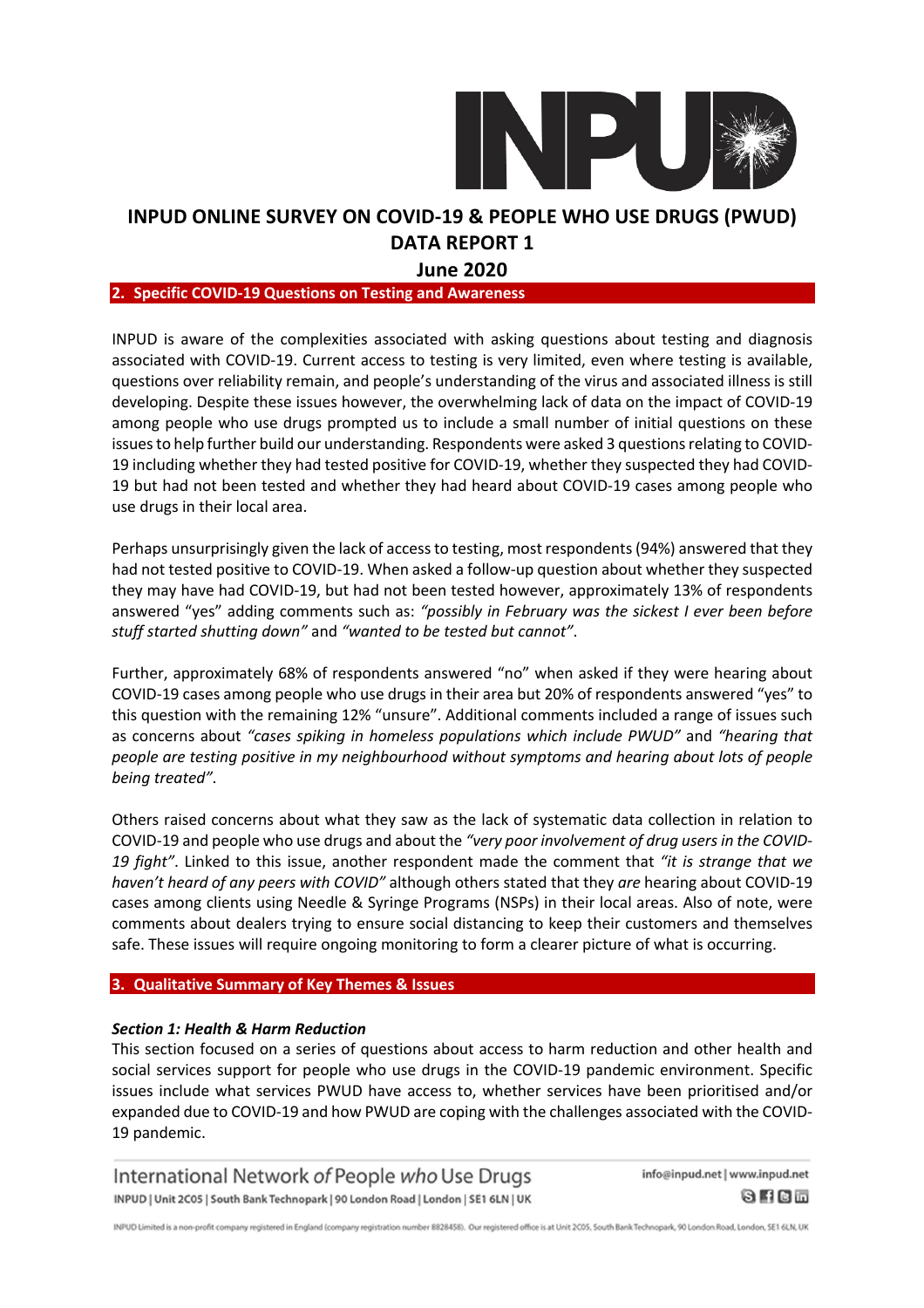# INPUD ONLINE SURVEY ON COVID-19 & PEOPLE WHO USE DRUGS (PWUD) DATA REPORT 1

## June 2020

## 2. Specific COVID-19 Questions on Testing and Awareness

INPUD is aware of the complexities associated with asking questions about testing and diagnosis associated with COVID-19. Current access to testing is very limited, even where testing is available, questions over reliability remain, and people's understanding of the virus and associated illness is still developing. Despite these issues however, the overwhelming lack of data on the impact of COVID-19 among people who use drugs prompted us to include a small number of initial questions on these issues to help further build our understanding. Respondents were asked 3 questions relating to COVID-19 including whether they had tested positive for COVID-19, whether they suspected they had COVID-19 but had not been tested and whether they had heard about COVID-19 cases among people who use drugs in their local area.

Perhaps unsurprisingly given the lack of access to testing, most respondents (94%) answered that they had not tested positive to COVID-19. When asked a follow-up question about whether they suspected they may have had COVID-19, but had not been tested however, approximately 13% of respondents answered "yes" adding comments such as: *"possibly in February was the sickest I ever been before stuff started shutting down"* and *"wanted to be tested but cannot"*.

Further, approximately 68% of respondents answered "no" when asked if they were hearing about COVID-19 cases among people who use drugs in their area but 20% of respondents answered "yes" to this question with the remaining 12% "unsure". Additional comments included a range of issues such as concerns about *"cases spiking in homeless populations which include PWUD"* and *"hearing that people are testing positive in my neighbourhood without symptoms and hearing about lots of people being treated"*.

Others raised concerns about what they saw as the lack of systematic data collection in relation to COVID-19 and people who use drugs and about the *"very poor involvement of drug users in the COVID-19 fight"*. Linked to this issue, another respondent made the comment that *"it is strange that we haven't heard of any peers with COVID"* although others stated that they *are* hearing about COVID-19 cases among clients using Needle & Syringe Programs (NSPs) in their local areas. Also of note, were comments about dealers trying to ensure social distancing to keep their customers and themselves safe. These issues will require ongoing monitoring to form a clearer picture of what is occurring.

## 3. Qualitative Summary of Key Themes & Issues

### *Section 1: Health & Harm Reduction*

This section focused on a series of questions about access to harm reduction and other health and social services support for people who use drugs in the COVID-19 pandemic environment. Specific issues include what services PWUD have access to, whether services have been prioritised and/or expanded due to COVID-19 and how PWUD are coping with the challenges associated with the COVID-19 pandemic.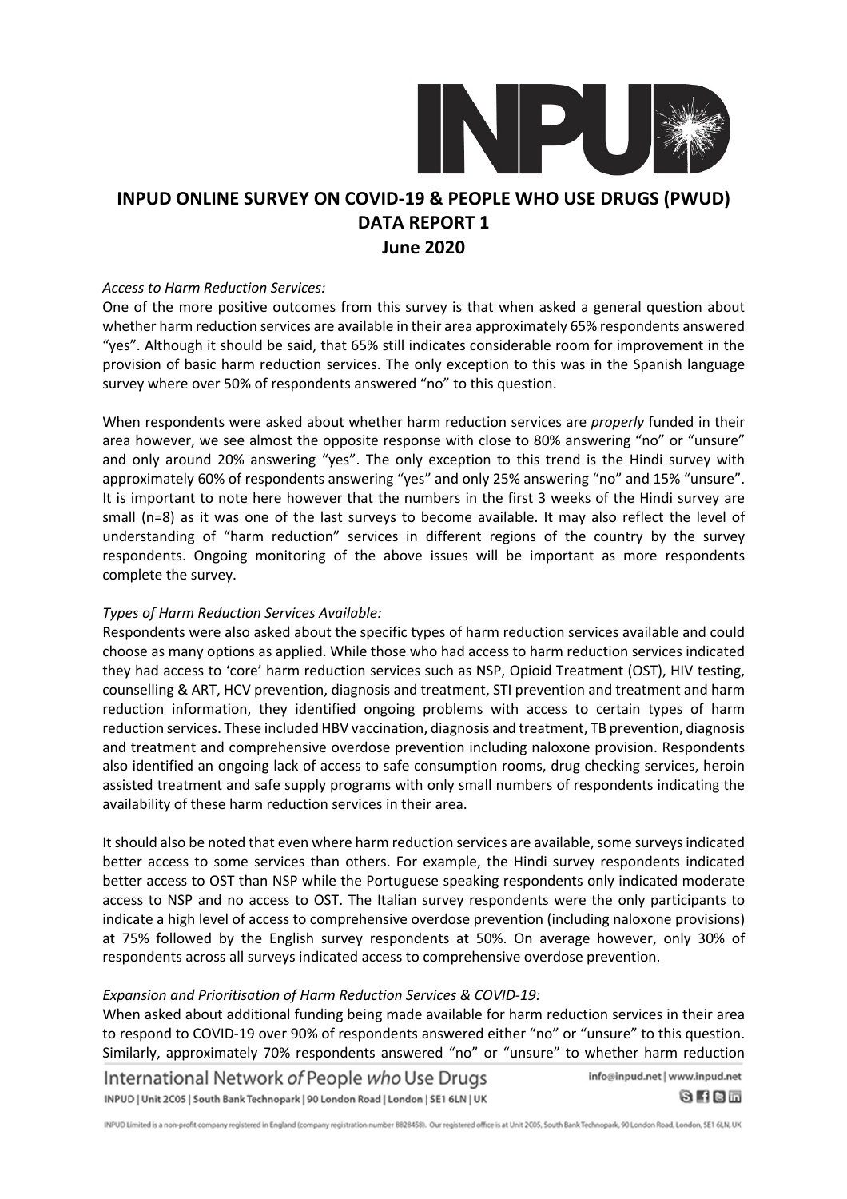# INPUD ONLINE SURVEY ON COVID-19 & PEOPLE WHO USE DRUGS (PWUD)
## DATA REPORT 1
## June 2020

*Access to Harm Reduction Services:*

One of the more positive outcomes from this survey is that when asked a general question about whether harm reduction services are available in their area approximately 65% respondents answered "yes". Although it should be said, that 65% still indicates considerable room for improvement in the provision of basic harm reduction services. The only exception to this was in the Spanish language survey where over 50% of respondents answered "no" to this question.

When respondents were asked about whether harm reduction services are *properly* funded in their area however, we see almost the opposite response with close to 80% answering "no" or "unsure" and only around 20% answering "yes". The only exception to this trend is the Hindi survey with approximately 60% of respondents answering "yes" and only 25% answering "no" and 15% "unsure". It is important to note here however that the numbers in the first 3 weeks of the Hindi survey are small (n=8) as it was one of the last surveys to become available. It may also reflect the level of understanding of "harm reduction" services in different regions of the country by the survey respondents. Ongoing monitoring of the above issues will be important as more respondents complete the survey.

*Types of Harm Reduction Services Available:*

Respondents were also asked about the specific types of harm reduction services available and could choose as many options as applied. While those who had access to harm reduction services indicated they had access to 'core' harm reduction services such as NSP, Opioid Treatment (OST), HIV testing, counselling & ART, HCV prevention, diagnosis and treatment, STI prevention and treatment and harm reduction information, they identified ongoing problems with access to certain types of harm reduction services. These included HBV vaccination, diagnosis and treatment, TB prevention, diagnosis and treatment and comprehensive overdose prevention including naloxone provision. Respondents also identified an ongoing lack of access to safe consumption rooms, drug checking services, heroin assisted treatment and safe supply programs with only small numbers of respondents indicating the availability of these harm reduction services in their area.

It should also be noted that even where harm reduction services are available, some surveys indicated better access to some services than others. For example, the Hindi survey respondents indicated better access to OST than NSP while the Portuguese speaking respondents only indicated moderate access to NSP and no access to OST. The Italian survey respondents were the only participants to indicate a high level of access to comprehensive overdose prevention (including naloxone provisions) at 75% followed by the English survey respondents at 50%. On average however, only 30% of respondents across all surveys indicated access to comprehensive overdose prevention.

*Expansion and Prioritisation of Harm Reduction Services & COVID-19:*

When asked about additional funding being made available for harm reduction services in their area to respond to COVID-19 over 90% of respondents answered either "no" or "unsure" to this question. Similarly, approximately 70% respondents answered "no" or "unsure" to whether harm reduction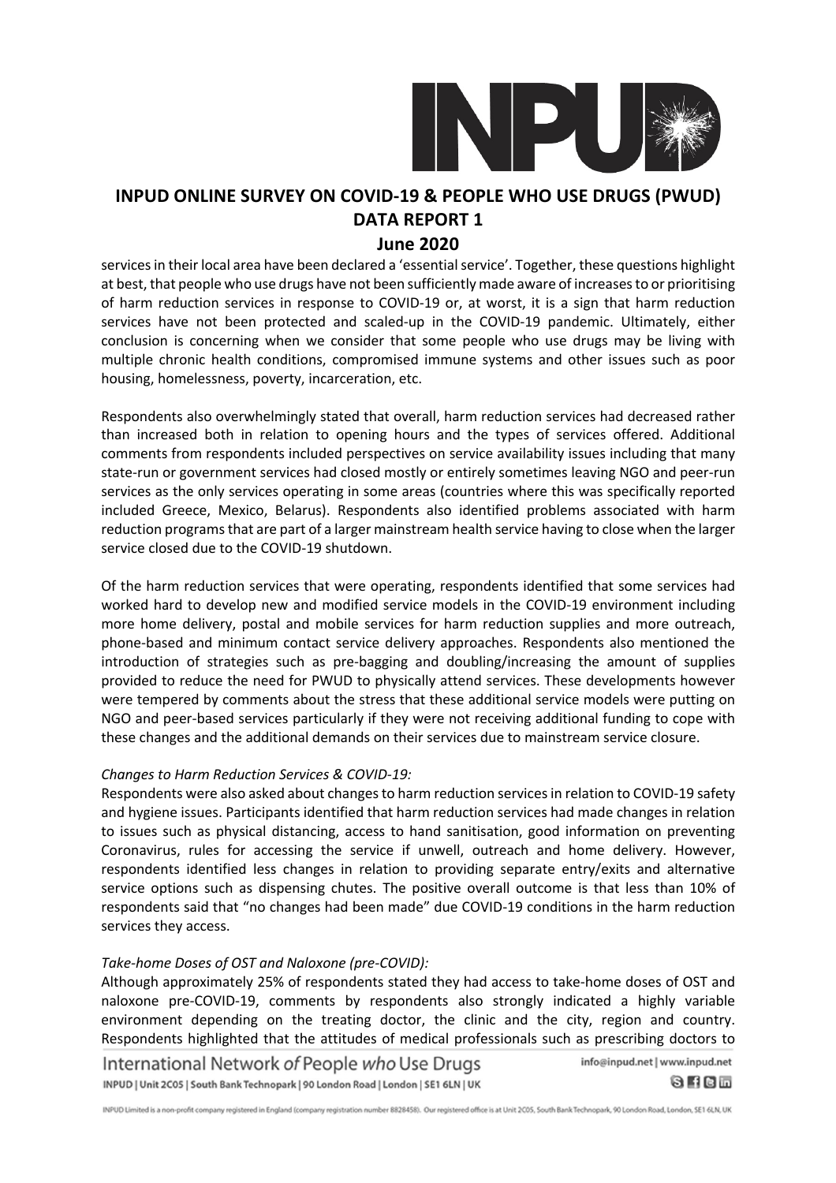services in their local area have been declared a 'essential service'. Together, these questions highlight at best, that people who use drugs have not been sufficiently made aware of increases to or prioritising of harm reduction services in response to COVID-19 or, at worst, it is a sign that harm reduction services have not been protected and scaled-up in the COVID-19 pandemic. Ultimately, either conclusion is concerning when we consider that some people who use drugs may be living with multiple chronic health conditions, compromised immune systems and other issues such as poor housing, homelessness, poverty, incarceration, etc.

Respondents also overwhelmingly stated that overall, harm reduction services had decreased rather than increased both in relation to opening hours and the types of services offered. Additional comments from respondents included perspectives on service availability issues including that many state-run or government services had closed mostly or entirely sometimes leaving NGO and peer-run services as the only services operating in some areas (countries where this was specifically reported included Greece, Mexico, Belarus). Respondents also identified problems associated with harm reduction programs that are part of a larger mainstream health service having to close when the larger service closed due to the COVID-19 shutdown.

Of the harm reduction services that were operating, respondents identified that some services had worked hard to develop new and modified service models in the COVID-19 environment including more home delivery, postal and mobile services for harm reduction supplies and more outreach, phone-based and minimum contact service delivery approaches. Respondents also mentioned the introduction of strategies such as pre-bagging and doubling/increasing the amount of supplies provided to reduce the need for PWUD to physically attend services. These developments however were tempered by comments about the stress that these additional service models were putting on NGO and peer-based services particularly if they were not receiving additional funding to cope with these changes and the additional demands on their services due to mainstream service closure.

*Changes to Harm Reduction Services & COVID-19:*
Respondents were also asked about changes to harm reduction services in relation to COVID-19 safety and hygiene issues. Participants identified that harm reduction services had made changes in relation to issues such as physical distancing, access to hand sanitisation, good information on preventing Coronavirus, rules for accessing the service if unwell, outreach and home delivery. However, respondents identified less changes in relation to providing separate entry/exits and alternative service options such as dispensing chutes. The positive overall outcome is that less than 10% of respondents said that "no changes had been made" due COVID-19 conditions in the harm reduction services they access.

*Take-home Doses of OST and Naloxone (pre-COVID):*
Although approximately 25% of respondents stated they had access to take-home doses of OST and naloxone pre-COVID-19, comments by respondents also strongly indicated a highly variable environment depending on the treating doctor, the clinic and the city, region and country. Respondents highlighted that the attitudes of medical professionals such as prescribing doctors to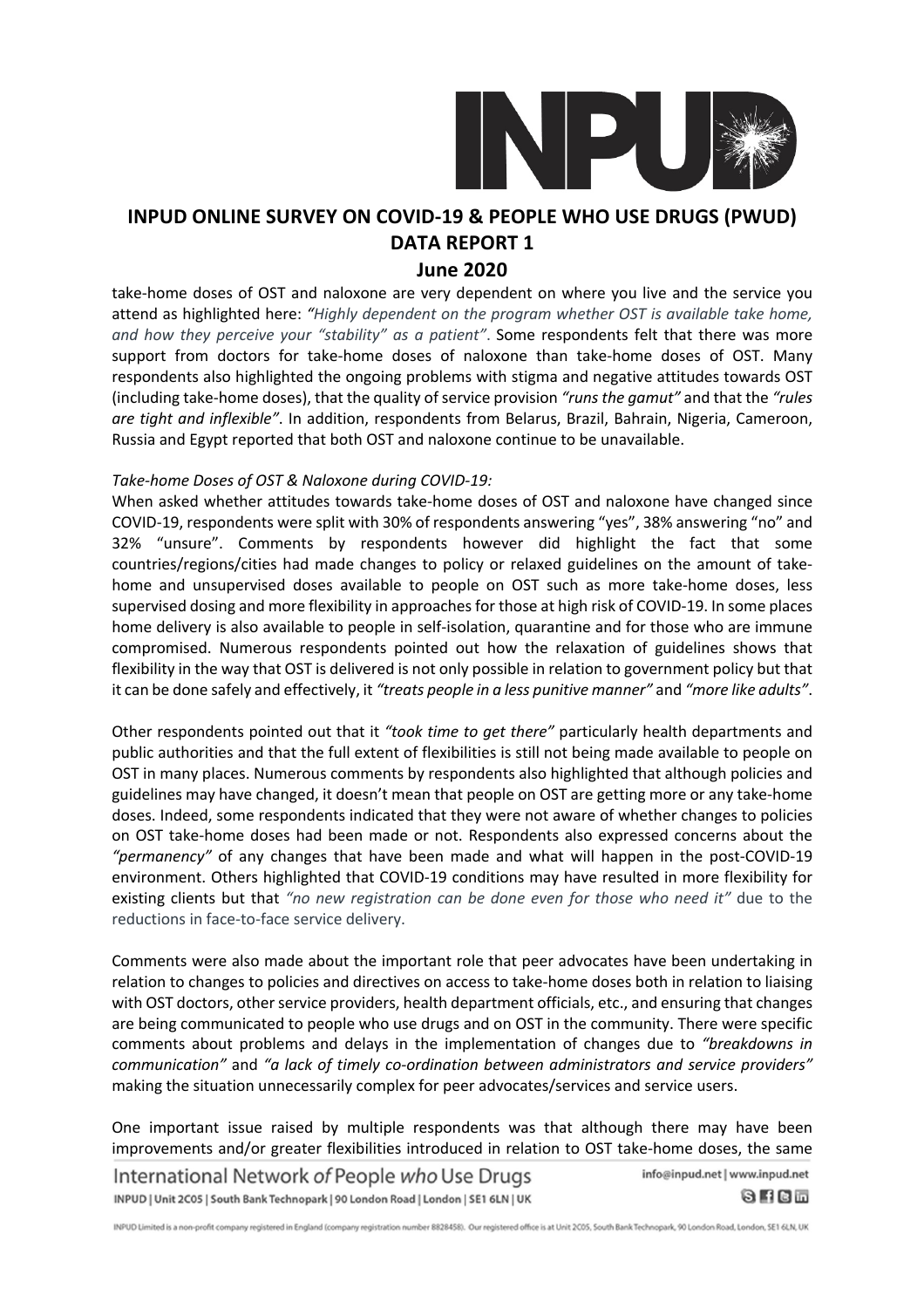take-home doses of OST and naloxone are very dependent on where you live and the service you attend as highlighted here: *"Highly dependent on the program whether OST is available take home, and how they perceive your "stability" as a patient"*. Some respondents felt that there was more support from doctors for take-home doses of naloxone than take-home doses of OST. Many respondents also highlighted the ongoing problems with stigma and negative attitudes towards OST (including take-home doses), that the quality of service provision *"runs the gamut"* and that the *"rules are tight and inflexible"*. In addition, respondents from Belarus, Brazil, Bahrain, Nigeria, Cameroon, Russia and Egypt reported that both OST and naloxone continue to be unavailable.

*Take-home Doses of OST & Naloxone during COVID-19:*

When asked whether attitudes towards take-home doses of OST and naloxone have changed since COVID-19, respondents were split with 30% of respondents answering "yes", 38% answering "no" and 32% "unsure". Comments by respondents however did highlight the fact that some countries/regions/cities had made changes to policy or relaxed guidelines on the amount of take-home and unsupervised doses available to people on OST such as more take-home doses, less supervised dosing and more flexibility in approaches for those at high risk of COVID-19. In some places home delivery is also available to people in self-isolation, quarantine and for those who are immune compromised. Numerous respondents pointed out how the relaxation of guidelines shows that flexibility in the way that OST is delivered is not only possible in relation to government policy but that it can be done safely and effectively, it *"treats people in a less punitive manner"* and *"more like adults"*.

Other respondents pointed out that it *"took time to get there"* particularly health departments and public authorities and that the full extent of flexibilities is still not being made available to people on OST in many places. Numerous comments by respondents also highlighted that although policies and guidelines may have changed, it doesn't mean that people on OST are getting more or any take-home doses. Indeed, some respondents indicated that they were not aware of whether changes to policies on OST take-home doses had been made or not. Respondents also expressed concerns about the *"permanency"* of any changes that have been made and what will happen in the post-COVID-19 environment. Others highlighted that COVID-19 conditions may have resulted in more flexibility for existing clients but that *"no new registration can be done even for those who need it"* due to the reductions in face-to-face service delivery.

Comments were also made about the important role that peer advocates have been undertaking in relation to changes to policies and directives on access to take-home doses both in relation to liaising with OST doctors, other service providers, health department officials, etc., and ensuring that changes are being communicated to people who use drugs and on OST in the community. There were specific comments about problems and delays in the implementation of changes due to *"breakdowns in communication"* and *"a lack of timely co-ordination between administrators and service providers"* making the situation unnecessarily complex for peer advocates/services and service users.

One important issue raised by multiple respondents was that although there may have been improvements and/or greater flexibilities introduced in relation to OST take-home doses, the same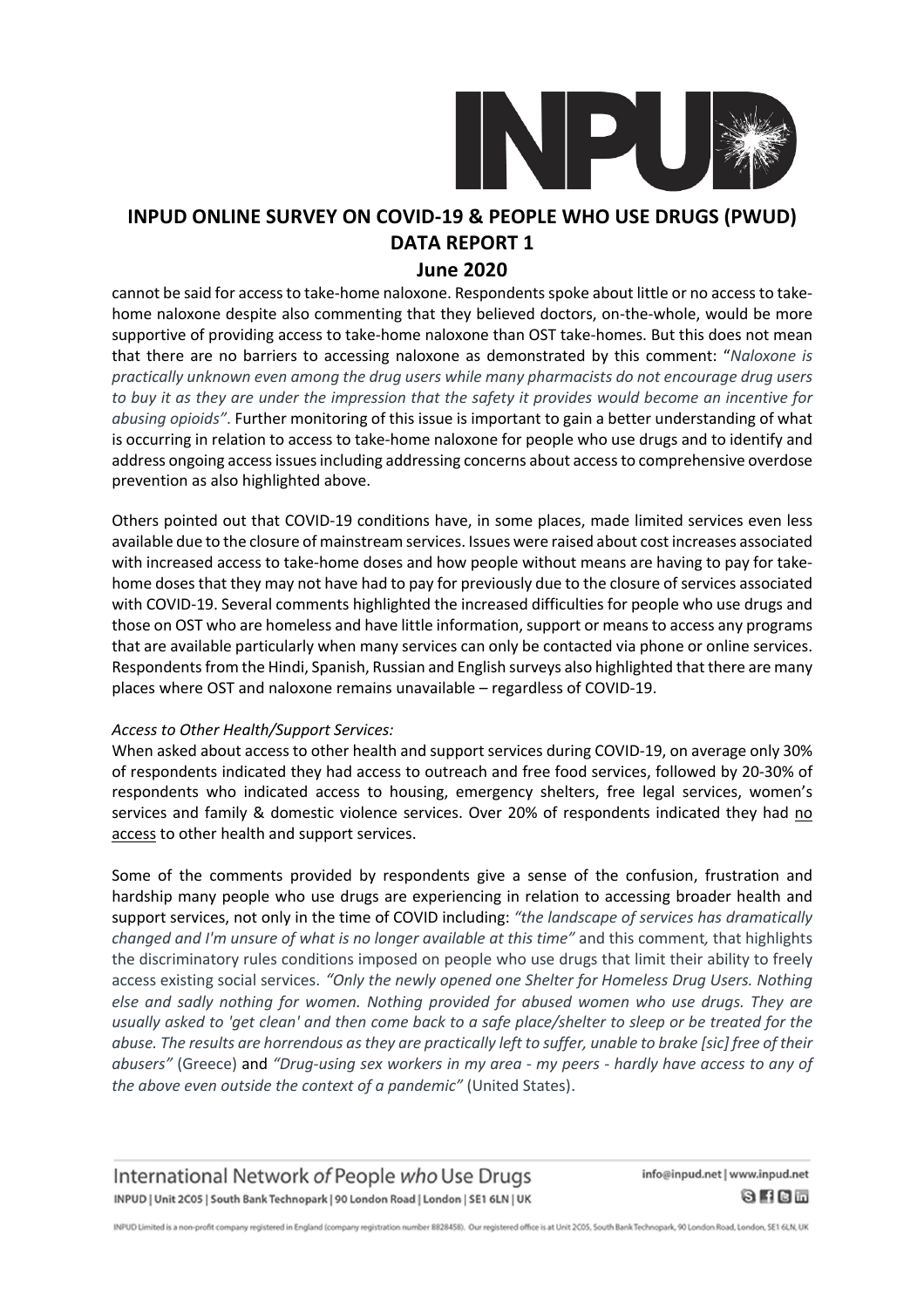cannot be said for access to take-home naloxone. Respondents spoke about little or no access to take-home naloxone despite also commenting that they believed doctors, on-the-whole, would be more supportive of providing access to take-home naloxone than OST take-homes. But this does not mean that there are no barriers to accessing naloxone as demonstrated by this comment: "*Naloxone is practically unknown even among the drug users while many pharmacists do not encourage drug users to buy it as they are under the impression that the safety it provides would become an incentive for abusing opioids*". Further monitoring of this issue is important to gain a better understanding of what is occurring in relation to access to take-home naloxone for people who use drugs and to identify and address ongoing access issues including addressing concerns about access to comprehensive overdose prevention as also highlighted above.

Others pointed out that COVID-19 conditions have, in some places, made limited services even less available due to the closure of mainstream services. Issues were raised about cost increases associated with increased access to take-home doses and how people without means are having to pay for take-home doses that they may not have had to pay for previously due to the closure of services associated with COVID-19. Several comments highlighted the increased difficulties for people who use drugs and those on OST who are homeless and have little information, support or means to access any programs that are available particularly when many services can only be contacted via phone or online services. Respondents from the Hindi, Spanish, Russian and English surveys also highlighted that there are many places where OST and naloxone remains unavailable – regardless of COVID-19.

*Access to Other Health/Support Services:*

When asked about access to other health and support services during COVID-19, on average only 30% of respondents indicated they had access to outreach and free food services, followed by 20-30% of respondents who indicated access to housing, emergency shelters, free legal services, women's services and family & domestic violence services. Over 20% of respondents indicated they had no access to other health and support services.

Some of the comments provided by respondents give a sense of the confusion, frustration and hardship many people who use drugs are experiencing in relation to accessing broader health and support services, not only in the time of COVID including: *"the landscape of services has dramatically changed and I'm unsure of what is no longer available at this time"* and this comment, that highlights the discriminatory rules conditions imposed on people who use drugs that limit their ability to freely access existing social services. *"Only the newly opened one Shelter for Homeless Drug Users. Nothing else and sadly nothing for women. Nothing provided for abused women who use drugs. They are usually asked to 'get clean' and then come back to a safe place/shelter to sleep or be treated for the abuse. The results are horrendous as they are practically left to suffer, unable to brake [sic] free of their abusers"* (Greece) and *"Drug-using sex workers in my area - my peers - hardly have access to any of the above even outside the context of a pandemic"* (United States).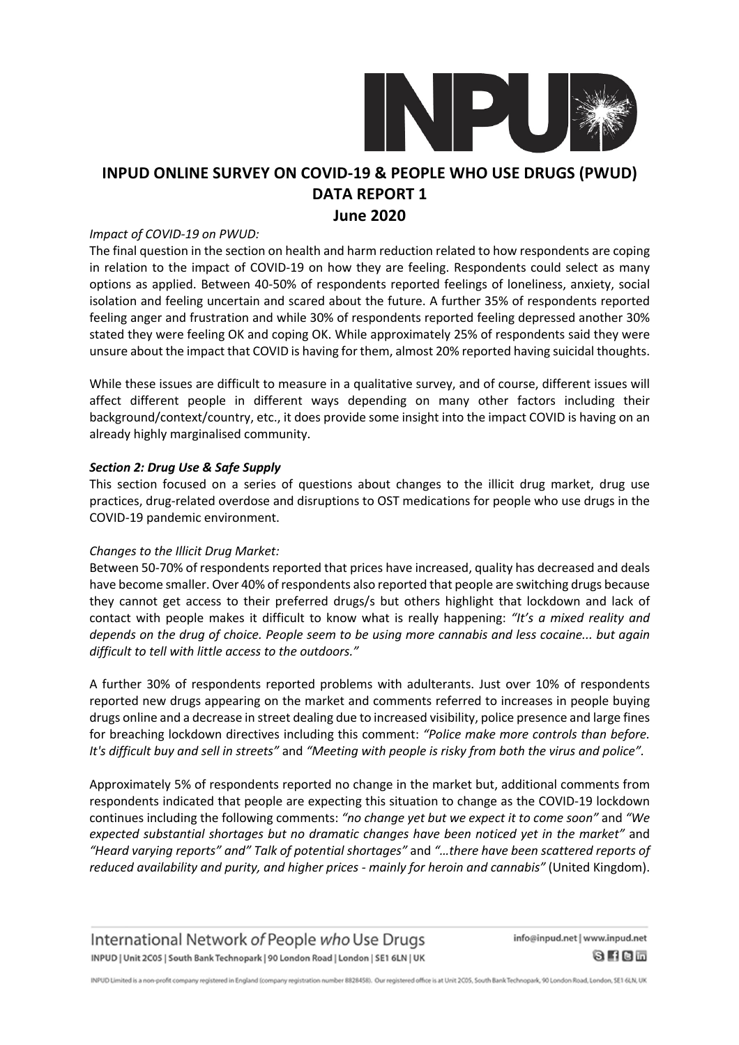# INPUD ONLINE SURVEY ON COVID-19 & PEOPLE WHO USE DRUGS (PWUD) DATA REPORT 1

## June 2020

*Impact of COVID-19 on PWUD:*

The final question in the section on health and harm reduction related to how respondents are coping in relation to the impact of COVID-19 on how they are feeling. Respondents could select as many options as applied. Between 40-50% of respondents reported feelings of loneliness, anxiety, social isolation and feeling uncertain and scared about the future. A further 35% of respondents reported feeling anger and frustration and while 30% of respondents reported feeling depressed another 30% stated they were feeling OK and coping OK. While approximately 25% of respondents said they were unsure about the impact that COVID is having for them, almost 20% reported having suicidal thoughts.

While these issues are difficult to measure in a qualitative survey, and of course, different issues will affect different people in different ways depending on many other factors including their background/context/country, etc., it does provide some insight into the impact COVID is having on an already highly marginalised community.

### *Section 2: Drug Use & Safe Supply*

This section focused on a series of questions about changes to the illicit drug market, drug use practices, drug-related overdose and disruptions to OST medications for people who use drugs in the COVID-19 pandemic environment.

*Changes to the Illicit Drug Market:*

Between 50-70% of respondents reported that prices have increased, quality has decreased and deals have become smaller. Over 40% of respondents also reported that people are switching drugs because they cannot get access to their preferred drugs/s but others highlight that lockdown and lack of contact with people makes it difficult to know what is really happening: *"It's a mixed reality and depends on the drug of choice. People seem to be using more cannabis and less cocaine... but again difficult to tell with little access to the outdoors."*

A further 30% of respondents reported problems with adulterants. Just over 10% of respondents reported new drugs appearing on the market and comments referred to increases in people buying drugs online and a decrease in street dealing due to increased visibility, police presence and large fines for breaching lockdown directives including this comment: *"Police make more controls than before. It's difficult buy and sell in streets"* and *"Meeting with people is risky from both the virus and police".*

Approximately 5% of respondents reported no change in the market but, additional comments from respondents indicated that people are expecting this situation to change as the COVID-19 lockdown continues including the following comments: *"no change yet but we expect it to come soon"* and *"We expected substantial shortages but no dramatic changes have been noticed yet in the market"* and *"Heard varying reports" and" Talk of potential shortages"* and *"…there have been scattered reports of reduced availability and purity, and higher prices - mainly for heroin and cannabis"* (United Kingdom).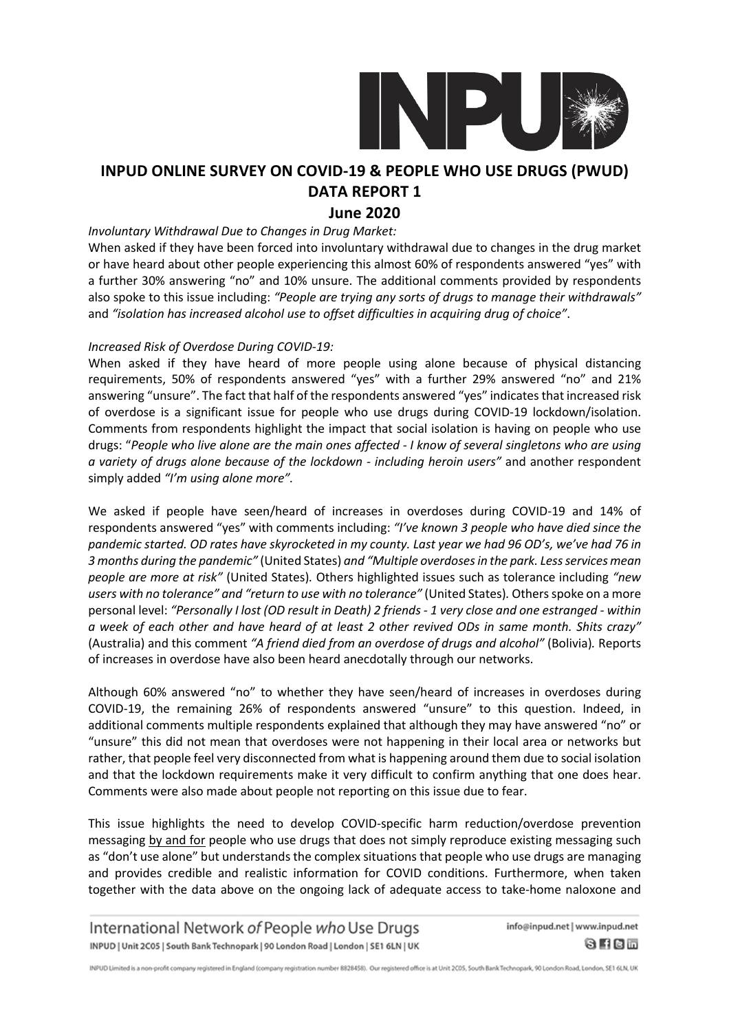# INPUD ONLINE SURVEY ON COVID-19 & PEOPLE WHO USE DRUGS (PWUD) DATA REPORT 1

## June 2020

*Involuntary Withdrawal Due to Changes in Drug Market:*

When asked if they have been forced into involuntary withdrawal due to changes in the drug market or have heard about other people experiencing this almost 60% of respondents answered "yes" with a further 30% answering "no" and 10% unsure. The additional comments provided by respondents also spoke to this issue including: *"People are trying any sorts of drugs to manage their withdrawals"* and *"isolation has increased alcohol use to offset difficulties in acquiring drug of choice"*.

*Increased Risk of Overdose During COVID-19:*

When asked if they have heard of more people using alone because of physical distancing requirements, 50% of respondents answered "yes" with a further 29% answered "no" and 21% answering "unsure". The fact that half of the respondents answered "yes" indicates that increased risk of overdose is a significant issue for people who use drugs during COVID-19 lockdown/isolation. Comments from respondents highlight the impact that social isolation is having on people who use drugs: "*People who live alone are the main ones affected - I know of several singletons who are using a variety of drugs alone because of the lockdown - including heroin users"* and another respondent simply added *"I'm using alone more"*.

We asked if people have seen/heard of increases in overdoses during COVID-19 and 14% of respondents answered "yes" with comments including: *"I've known 3 people who have died since the pandemic started. OD rates have skyrocketed in my county. Last year we had 96 OD's, we've had 76 in 3 months during the pandemic"* (United States) *and "Multiple overdoses in the park. Less services mean people are more at risk"* (United States). Others highlighted issues such as tolerance including *"new users with no tolerance" and "return to use with no tolerance"* (United States). Others spoke on a more personal level: *"Personally I lost (OD result in Death) 2 friends - 1 very close and one estranged - within a week of each other and have heard of at least 2 other revived ODs in same month. Shits crazy"* (Australia) and this comment *"A friend died from an overdose of drugs and alcohol"* (Bolivia). Reports of increases in overdose have also been heard anecdotally through our networks.

Although 60% answered "no" to whether they have seen/heard of increases in overdoses during COVID-19, the remaining 26% of respondents answered "unsure" to this question. Indeed, in additional comments multiple respondents explained that although they may have answered "no" or "unsure" this did not mean that overdoses were not happening in their local area or networks but rather, that people feel very disconnected from what is happening around them due to social isolation and that the lockdown requirements make it very difficult to confirm anything that one does hear. Comments were also made about people not reporting on this issue due to fear.

This issue highlights the need to develop COVID-specific harm reduction/overdose prevention messaging by and for people who use drugs that does not simply reproduce existing messaging such as "don't use alone" but understands the complex situations that people who use drugs are managing and provides credible and realistic information for COVID conditions. Furthermore, when taken together with the data above on the ongoing lack of adequate access to take-home naloxone and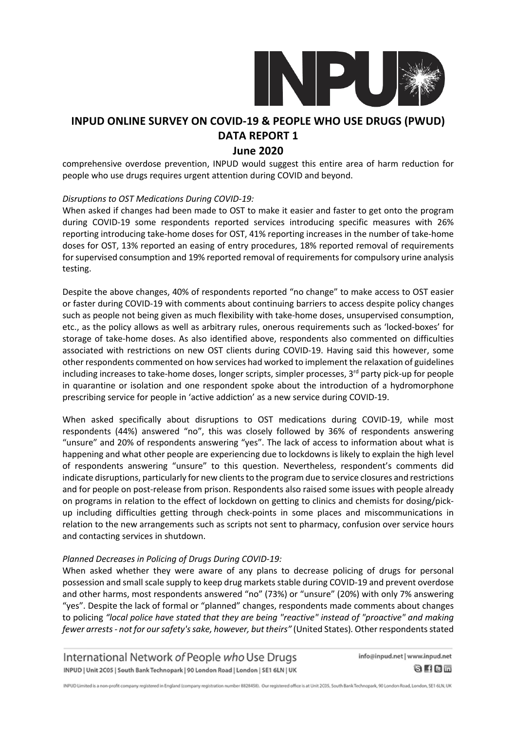comprehensive overdose prevention, INPUD would suggest this entire area of harm reduction for people who use drugs requires urgent attention during COVID and beyond.

*Disruptions to OST Medications During COVID-19:*

When asked if changes had been made to OST to make it easier and faster to get onto the program during COVID-19 some respondents reported services introducing specific measures with 26% reporting introducing take-home doses for OST, 41% reporting increases in the number of take-home doses for OST, 13% reported an easing of entry procedures, 18% reported removal of requirements for supervised consumption and 19% reported removal of requirements for compulsory urine analysis testing.

Despite the above changes, 40% of respondents reported "no change" to make access to OST easier or faster during COVID-19 with comments about continuing barriers to access despite policy changes such as people not being given as much flexibility with take-home doses, unsupervised consumption, etc., as the policy allows as well as arbitrary rules, onerous requirements such as 'locked-boxes' for storage of take-home doses. As also identified above, respondents also commented on difficulties associated with restrictions on new OST clients during COVID-19. Having said this however, some other respondents commented on how services had worked to implement the relaxation of guidelines including increases to take-home doses, longer scripts, simpler processes, 3rd party pick-up for people in quarantine or isolation and one respondent spoke about the introduction of a hydromorphone prescribing service for people in 'active addiction' as a new service during COVID-19.

When asked specifically about disruptions to OST medications during COVID-19, while most respondents (44%) answered "no", this was closely followed by 36% of respondents answering "unsure" and 20% of respondents answering "yes". The lack of access to information about what is happening and what other people are experiencing due to lockdowns is likely to explain the high level of respondents answering "unsure" to this question. Nevertheless, respondent's comments did indicate disruptions, particularly for new clients to the program due to service closures and restrictions and for people on post-release from prison. Respondents also raised some issues with people already on programs in relation to the effect of lockdown on getting to clinics and chemists for dosing/pick-up including difficulties getting through check-points in some places and miscommunications in relation to the new arrangements such as scripts not sent to pharmacy, confusion over service hours and contacting services in shutdown.

*Planned Decreases in Policing of Drugs During COVID-19:*

When asked whether they were aware of any plans to decrease policing of drugs for personal possession and small scale supply to keep drug markets stable during COVID-19 and prevent overdose and other harms, most respondents answered "no" (73%) or "unsure" (20%) with only 7% answering "yes". Despite the lack of formal or "planned" changes, respondents made comments about changes to policing *"local police have stated that they are being "reactive" instead of "proactive" and making fewer arrests - not for our safety's sake, however, but theirs"* (United States). Other respondents stated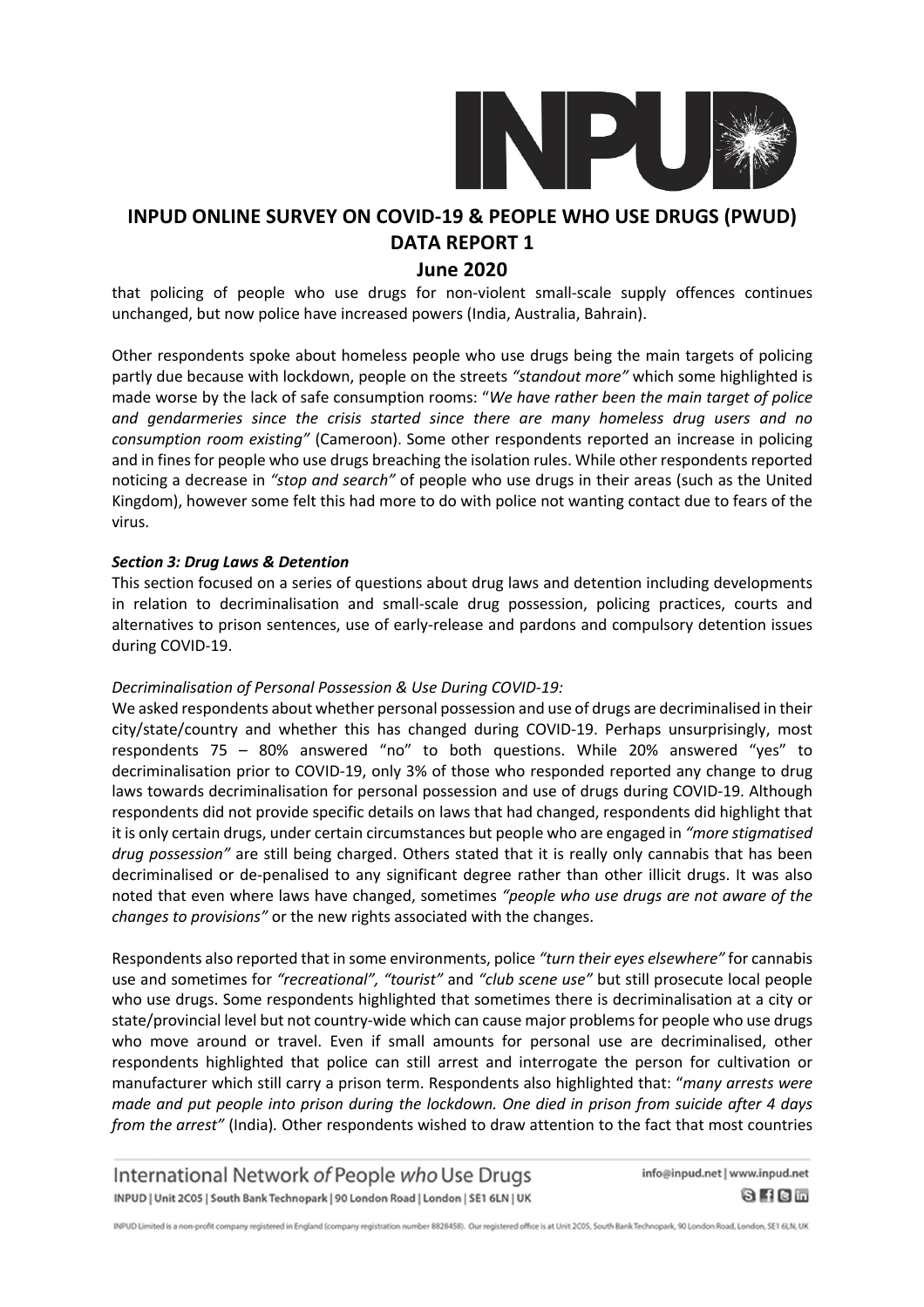that policing of people who use drugs for non-violent small-scale supply offences continues unchanged, but now police have increased powers (India, Australia, Bahrain).

Other respondents spoke about homeless people who use drugs being the main targets of policing partly due because with lockdown, people on the streets *"standout more"* which some highlighted is made worse by the lack of safe consumption rooms: "*We have rather been the main target of police and gendarmeries since the crisis started since there are many homeless drug users and no consumption room existing"* (Cameroon). Some other respondents reported an increase in policing and in fines for people who use drugs breaching the isolation rules. While other respondents reported noticing a decrease in *"stop and search"* of people who use drugs in their areas (such as the United Kingdom), however some felt this had more to do with police not wanting contact due to fears of the virus.

***Section 3: Drug Laws & Detention***

This section focused on a series of questions about drug laws and detention including developments in relation to decriminalisation and small-scale drug possession, policing practices, courts and alternatives to prison sentences, use of early-release and pardons and compulsory detention issues during COVID-19.

*Decriminalisation of Personal Possession & Use During COVID-19:*

We asked respondents about whether personal possession and use of drugs are decriminalised in their city/state/country and whether this has changed during COVID-19. Perhaps unsurprisingly, most respondents 75 – 80% answered "no" to both questions. While 20% answered "yes" to decriminalisation prior to COVID-19, only 3% of those who responded reported any change to drug laws towards decriminalisation for personal possession and use of drugs during COVID-19. Although respondents did not provide specific details on laws that had changed, respondents did highlight that it is only certain drugs, under certain circumstances but people who are engaged in *"more stigmatised drug possession"* are still being charged. Others stated that it is really only cannabis that has been decriminalised or de-penalised to any significant degree rather than other illicit drugs. It was also noted that even where laws have changed, sometimes *"people who use drugs are not aware of the changes to provisions"* or the new rights associated with the changes.

Respondents also reported that in some environments, police *"turn their eyes elsewhere"* for cannabis use and sometimes for *"recreational", "tourist"* and *"club scene use"* but still prosecute local people who use drugs. Some respondents highlighted that sometimes there is decriminalisation at a city or state/provincial level but not country-wide which can cause major problems for people who use drugs who move around or travel. Even if small amounts for personal use are decriminalised, other respondents highlighted that police can still arrest and interrogate the person for cultivation or manufacturer which still carry a prison term. Respondents also highlighted that: "*many arrests were made and put people into prison during the lockdown. One died in prison from suicide after 4 days from the arrest"* (India). Other respondents wished to draw attention to the fact that most countries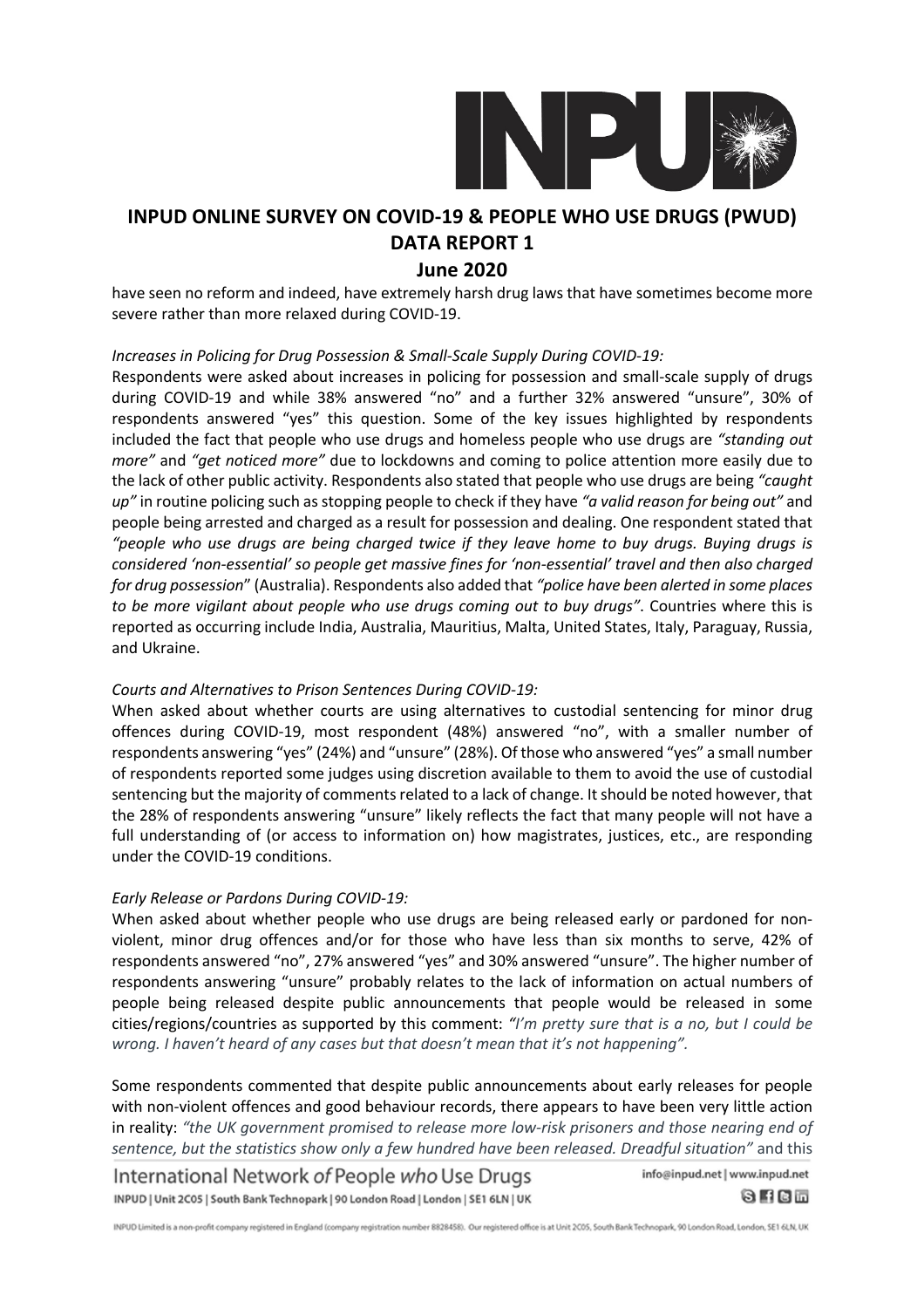have seen no reform and indeed, have extremely harsh drug laws that have sometimes become more severe rather than more relaxed during COVID-19.

*Increases in Policing for Drug Possession & Small-Scale Supply During COVID-19:*

Respondents were asked about increases in policing for possession and small-scale supply of drugs during COVID-19 and while 38% answered "no" and a further 32% answered "unsure", 30% of respondents answered "yes" this question. Some of the key issues highlighted by respondents included the fact that people who use drugs and homeless people who use drugs are *"standing out more"* and *"get noticed more"* due to lockdowns and coming to police attention more easily due to the lack of other public activity. Respondents also stated that people who use drugs are being *"caught up"* in routine policing such as stopping people to check if they have *"a valid reason for being out"* and people being arrested and charged as a result for possession and dealing. One respondent stated that *"people who use drugs are being charged twice if they leave home to buy drugs. Buying drugs is considered 'non-essential' so people get massive fines for 'non-essential' travel and then also charged for drug possession*" (Australia). Respondents also added that *"police have been alerted in some places to be more vigilant about people who use drugs coming out to buy drugs"*. Countries where this is reported as occurring include India, Australia, Mauritius, Malta, United States, Italy, Paraguay, Russia, and Ukraine.

*Courts and Alternatives to Prison Sentences During COVID-19:*

When asked about whether courts are using alternatives to custodial sentencing for minor drug offences during COVID-19, most respondent (48%) answered "no", with a smaller number of respondents answering "yes" (24%) and "unsure" (28%). Of those who answered "yes" a small number of respondents reported some judges using discretion available to them to avoid the use of custodial sentencing but the majority of comments related to a lack of change. It should be noted however, that the 28% of respondents answering "unsure" likely reflects the fact that many people will not have a full understanding of (or access to information on) how magistrates, justices, etc., are responding under the COVID-19 conditions.

*Early Release or Pardons During COVID-19:*

When asked about whether people who use drugs are being released early or pardoned for non-violent, minor drug offences and/or for those who have less than six months to serve, 42% of respondents answered "no", 27% answered "yes" and 30% answered "unsure". The higher number of respondents answering "unsure" probably relates to the lack of information on actual numbers of people being released despite public announcements that people would be released in some cities/regions/countries as supported by this comment: *"I'm pretty sure that is a no, but I could be wrong. I haven't heard of any cases but that doesn't mean that it's not happening".*

Some respondents commented that despite public announcements about early releases for people with non-violent offences and good behaviour records, there appears to have been very little action in reality: *"the UK government promised to release more low-risk prisoners and those nearing end of sentence, but the statistics show only a few hundred have been released. Dreadful situation"* and this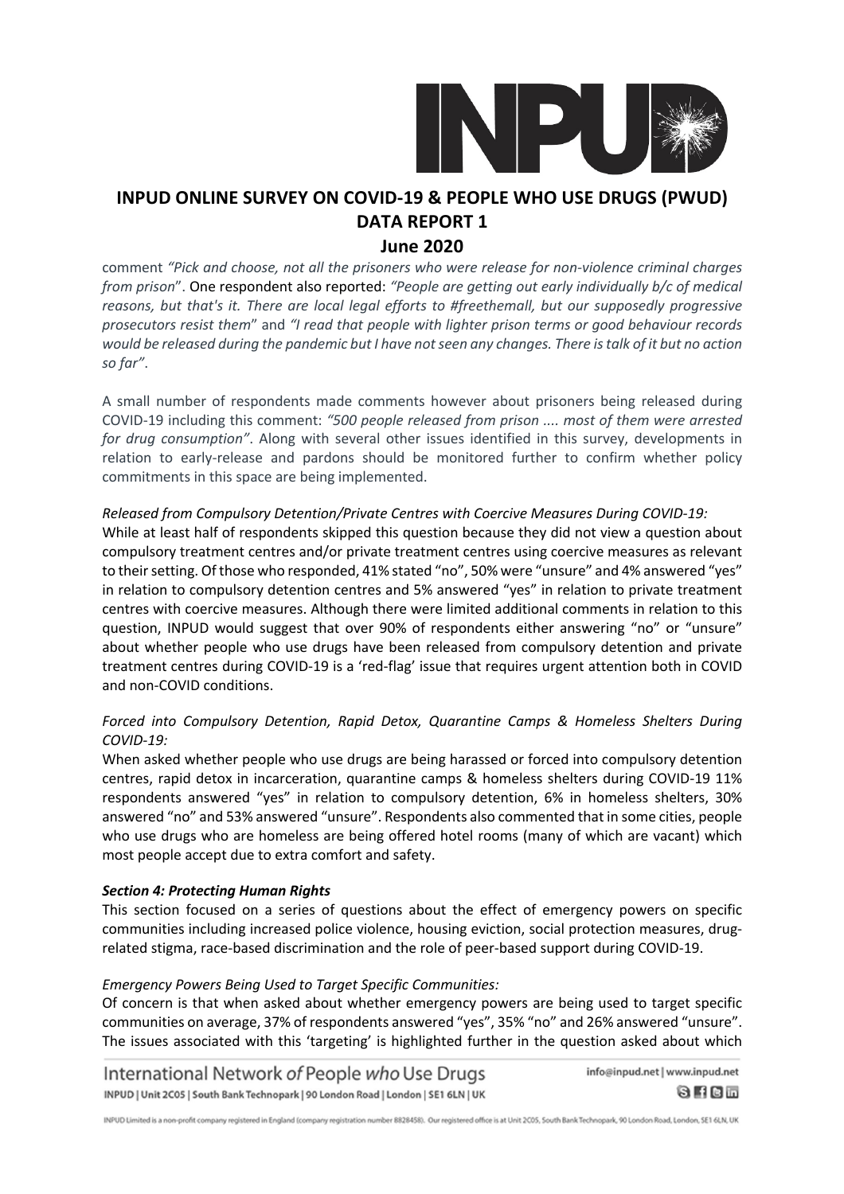comment *"Pick and choose, not all the prisoners who were release for non-violence criminal charges from prison*". One respondent also reported: *"People are getting out early individually b/c of medical reasons, but that's it. There are local legal efforts to #freethemall, but our supposedly progressive prosecutors resist them*" and *"I read that people with lighter prison terms or good behaviour records would be released during the pandemic but I have not seen any changes. There is talk of it but no action so far"*.

A small number of respondents made comments however about prisoners being released during COVID-19 including this comment: *"500 people released from prison .... most of them were arrested for drug consumption"*. Along with several other issues identified in this survey, developments in relation to early-release and pardons should be monitored further to confirm whether policy commitments in this space are being implemented.

*Released from Compulsory Detention/Private Centres with Coercive Measures During COVID-19:*

While at least half of respondents skipped this question because they did not view a question about compulsory treatment centres and/or private treatment centres using coercive measures as relevant to their setting. Of those who responded, 41% stated "no", 50% were "unsure" and 4% answered "yes" in relation to compulsory detention centres and 5% answered "yes" in relation to private treatment centres with coercive measures. Although there were limited additional comments in relation to this question, INPUD would suggest that over 90% of respondents either answering "no" or "unsure" about whether people who use drugs have been released from compulsory detention and private treatment centres during COVID-19 is a 'red-flag' issue that requires urgent attention both in COVID and non-COVID conditions.

*Forced into Compulsory Detention, Rapid Detox, Quarantine Camps & Homeless Shelters During COVID-19:*

When asked whether people who use drugs are being harassed or forced into compulsory detention centres, rapid detox in incarceration, quarantine camps & homeless shelters during COVID-19 11% respondents answered "yes" in relation to compulsory detention, 6% in homeless shelters, 30% answered "no" and 53% answered "unsure". Respondents also commented that in some cities, people who use drugs who are homeless are being offered hotel rooms (many of which are vacant) which most people accept due to extra comfort and safety.

***Section 4: Protecting Human Rights***

This section focused on a series of questions about the effect of emergency powers on specific communities including increased police violence, housing eviction, social protection measures, drug-related stigma, race-based discrimination and the role of peer-based support during COVID-19.

*Emergency Powers Being Used to Target Specific Communities:*

Of concern is that when asked about whether emergency powers are being used to target specific communities on average, 37% of respondents answered "yes", 35% "no" and 26% answered "unsure". The issues associated with this 'targeting' is highlighted further in the question asked about which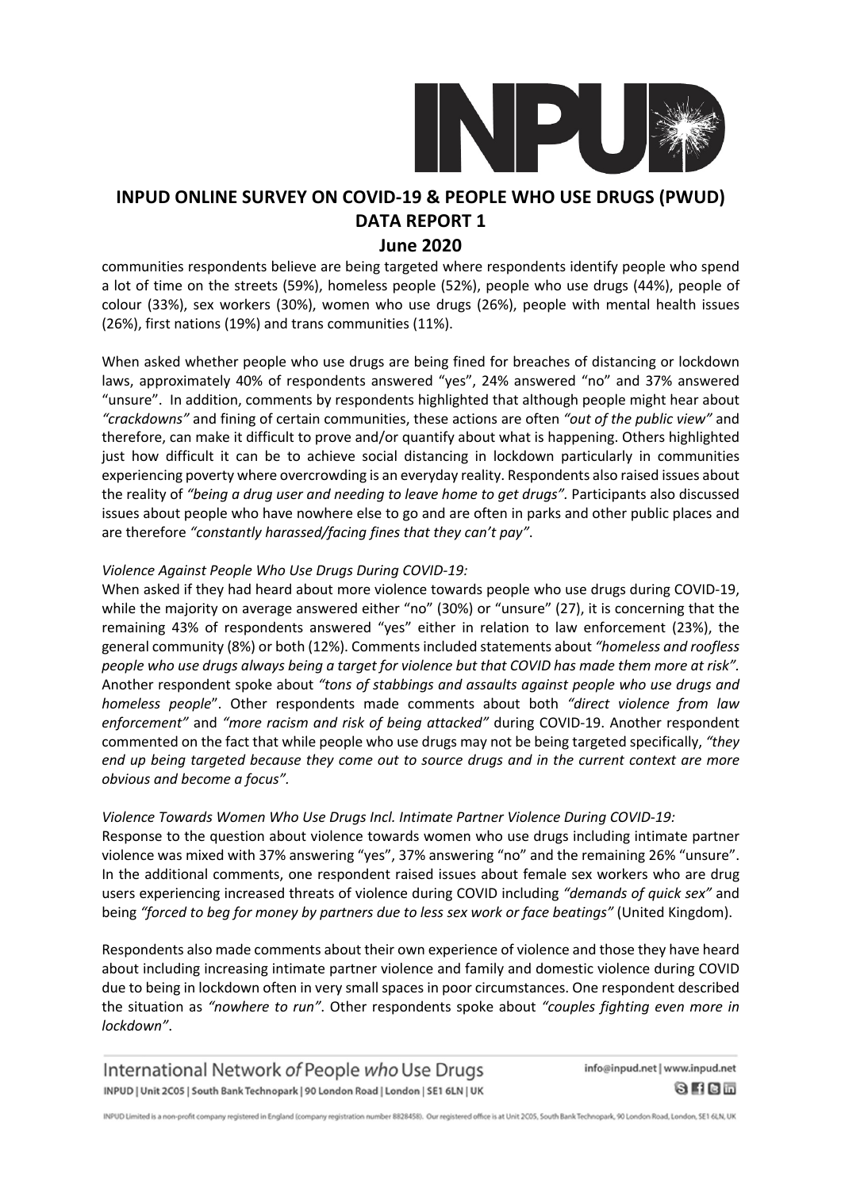communities respondents believe are being targeted where respondents identify people who spend a lot of time on the streets (59%), homeless people (52%), people who use drugs (44%), people of colour (33%), sex workers (30%), women who use drugs (26%), people with mental health issues (26%), first nations (19%) and trans communities (11%).

When asked whether people who use drugs are being fined for breaches of distancing or lockdown laws, approximately 40% of respondents answered "yes", 24% answered "no" and 37% answered "unsure". In addition, comments by respondents highlighted that although people might hear about *"crackdowns"* and fining of certain communities, these actions are often *"out of the public view"* and therefore, can make it difficult to prove and/or quantify about what is happening. Others highlighted just how difficult it can be to achieve social distancing in lockdown particularly in communities experiencing poverty where overcrowding is an everyday reality. Respondents also raised issues about the reality of *"being a drug user and needing to leave home to get drugs"*. Participants also discussed issues about people who have nowhere else to go and are often in parks and other public places and are therefore *"constantly harassed/facing fines that they can't pay"*.

*Violence Against People Who Use Drugs During COVID-19:*

When asked if they had heard about more violence towards people who use drugs during COVID-19, while the majority on average answered either "no" (30%) or "unsure" (27), it is concerning that the remaining 43% of respondents answered "yes" either in relation to law enforcement (23%), the general community (8%) or both (12%). Comments included statements about *"homeless and roofless people who use drugs always being a target for violence but that COVID has made them more at risk"*. Another respondent spoke about *"tons of stabbings and assaults against people who use drugs and homeless people"*. Other respondents made comments about both *"direct violence from law enforcement"* and *"more racism and risk of being attacked"* during COVID-19. Another respondent commented on the fact that while people who use drugs may not be being targeted specifically, *"they end up being targeted because they come out to source drugs and in the current context are more obvious and become a focus".*

*Violence Towards Women Who Use Drugs Incl. Intimate Partner Violence During COVID-19:*

Response to the question about violence towards women who use drugs including intimate partner violence was mixed with 37% answering "yes", 37% answering "no" and the remaining 26% "unsure". In the additional comments, one respondent raised issues about female sex workers who are drug users experiencing increased threats of violence during COVID including *"demands of quick sex"* and being *"forced to beg for money by partners due to less sex work or face beatings"* (United Kingdom).

Respondents also made comments about their own experience of violence and those they have heard about including increasing intimate partner violence and family and domestic violence during COVID due to being in lockdown often in very small spaces in poor circumstances. One respondent described the situation as *"nowhere to run"*. Other respondents spoke about *"couples fighting even more in lockdown"*.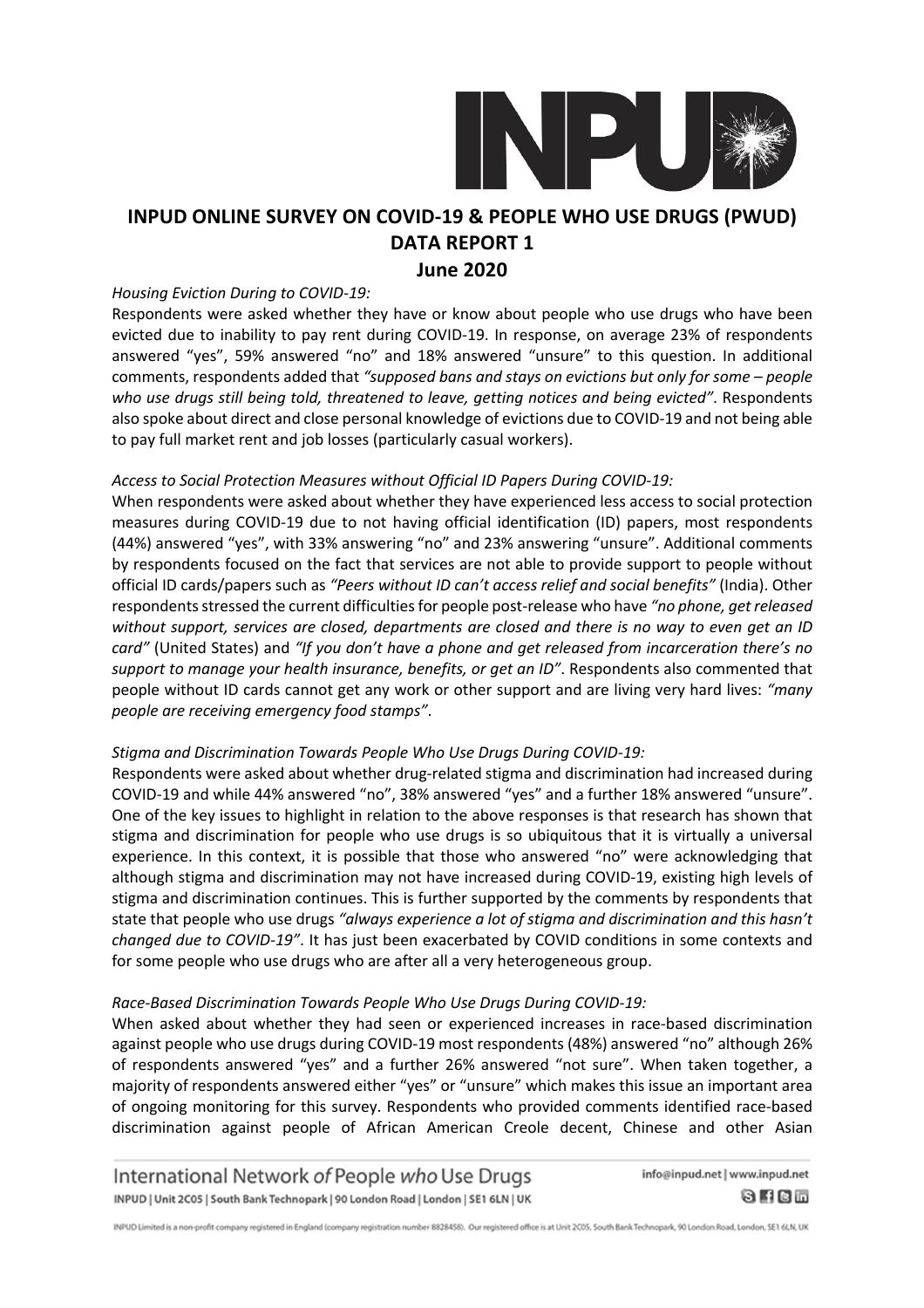# INPUD ONLINE SURVEY ON COVID-19 & PEOPLE WHO USE DRUGS (PWUD) DATA REPORT 1

## June 2020

*Housing Eviction During to COVID-19:*

Respondents were asked whether they have or know about people who use drugs who have been evicted due to inability to pay rent during COVID-19. In response, on average 23% of respondents answered "yes", 59% answered "no" and 18% answered "unsure" to this question. In additional comments, respondents added that *"supposed bans and stays on evictions but only for some – people who use drugs still being told, threatened to leave, getting notices and being evicted"*. Respondents also spoke about direct and close personal knowledge of evictions due to COVID-19 and not being able to pay full market rent and job losses (particularly casual workers).

*Access to Social Protection Measures without Official ID Papers During COVID-19:*

When respondents were asked about whether they have experienced less access to social protection measures during COVID-19 due to not having official identification (ID) papers, most respondents (44%) answered "yes", with 33% answering "no" and 23% answering "unsure". Additional comments by respondents focused on the fact that services are not able to provide support to people without official ID cards/papers such as *"Peers without ID can't access relief and social benefits"* (India). Other respondents stressed the current difficulties for people post-release who have *"no phone, get released without support, services are closed, departments are closed and there is no way to even get an ID card"* (United States) and *"If you don't have a phone and get released from incarceration there's no support to manage your health insurance, benefits, or get an ID"*. Respondents also commented that people without ID cards cannot get any work or other support and are living very hard lives: *"many people are receiving emergency food stamps"*.

*Stigma and Discrimination Towards People Who Use Drugs During COVID-19:*

Respondents were asked about whether drug-related stigma and discrimination had increased during COVID-19 and while 44% answered "no", 38% answered "yes" and a further 18% answered "unsure". One of the key issues to highlight in relation to the above responses is that research has shown that stigma and discrimination for people who use drugs is so ubiquitous that it is virtually a universal experience. In this context, it is possible that those who answered "no" were acknowledging that although stigma and discrimination may not have increased during COVID-19, existing high levels of stigma and discrimination continues. This is further supported by the comments by respondents that state that people who use drugs *"always experience a lot of stigma and discrimination and this hasn't changed due to COVID-19"*. It has just been exacerbated by COVID conditions in some contexts and for some people who use drugs who are after all a very heterogeneous group.

*Race-Based Discrimination Towards People Who Use Drugs During COVID-19:*

When asked about whether they had seen or experienced increases in race-based discrimination against people who use drugs during COVID-19 most respondents (48%) answered "no" although 26% of respondents answered "yes" and a further 26% answered "not sure". When taken together, a majority of respondents answered either "yes" or "unsure" which makes this issue an important area of ongoing monitoring for this survey. Respondents who provided comments identified race-based discrimination against people of African American Creole decent, Chinese and other Asian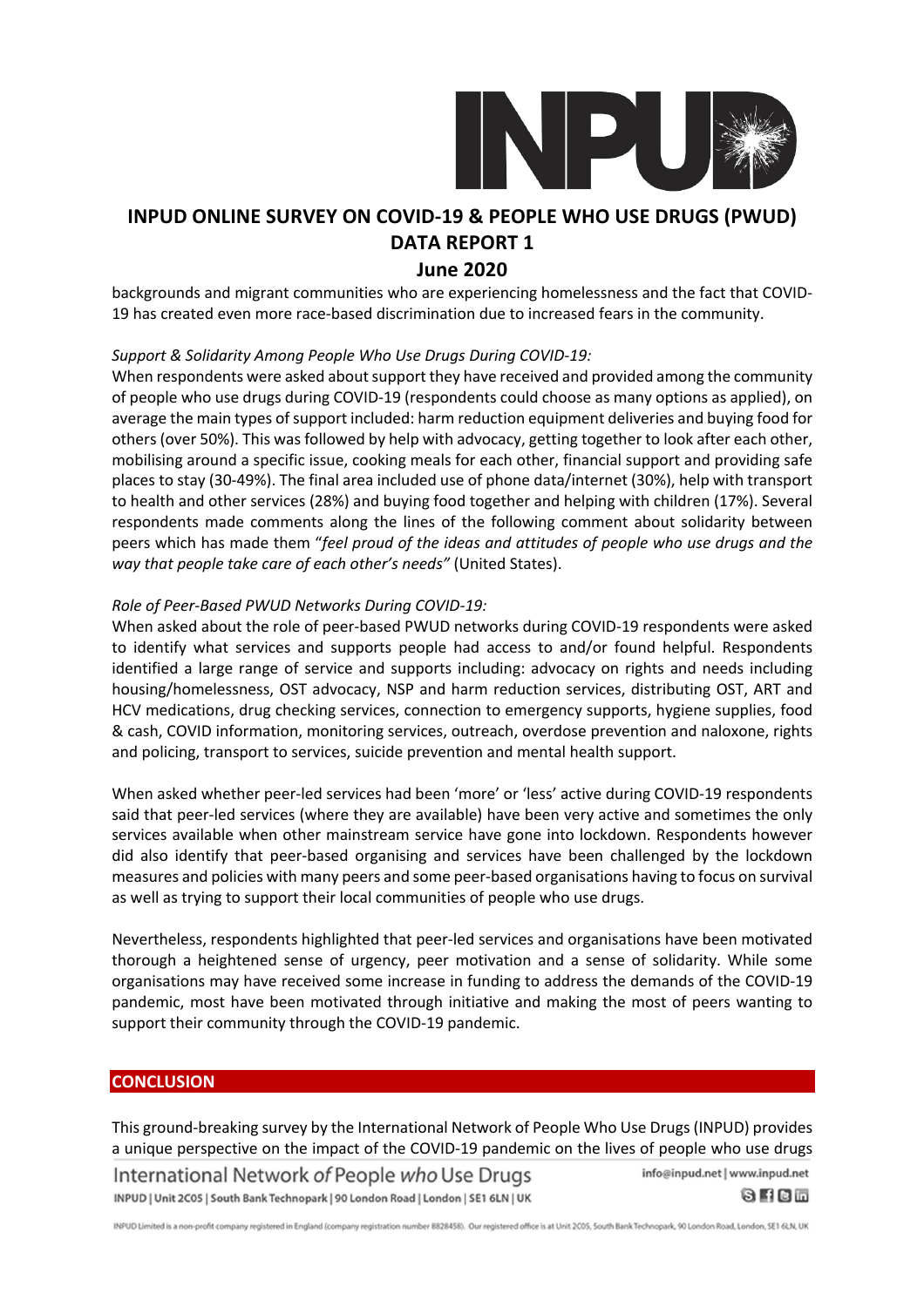backgrounds and migrant communities who are experiencing homelessness and the fact that COVID-19 has created even more race-based discrimination due to increased fears in the community.

*Support & Solidarity Among People Who Use Drugs During COVID-19:*

When respondents were asked about support they have received and provided among the community of people who use drugs during COVID-19 (respondents could choose as many options as applied), on average the main types of support included: harm reduction equipment deliveries and buying food for others (over 50%). This was followed by help with advocacy, getting together to look after each other, mobilising around a specific issue, cooking meals for each other, financial support and providing safe places to stay (30-49%). The final area included use of phone data/internet (30%), help with transport to health and other services (28%) and buying food together and helping with children (17%). Several respondents made comments along the lines of the following comment about solidarity between peers which has made them "*feel proud of the ideas and attitudes of people who use drugs and the way that people take care of each other's needs"* (United States).

*Role of Peer-Based PWUD Networks During COVID-19:*

When asked about the role of peer-based PWUD networks during COVID-19 respondents were asked to identify what services and supports people had access to and/or found helpful. Respondents identified a large range of service and supports including: advocacy on rights and needs including housing/homelessness, OST advocacy, NSP and harm reduction services, distributing OST, ART and HCV medications, drug checking services, connection to emergency supports, hygiene supplies, food & cash, COVID information, monitoring services, outreach, overdose prevention and naloxone, rights and policing, transport to services, suicide prevention and mental health support.

When asked whether peer-led services had been 'more' or 'less' active during COVID-19 respondents said that peer-led services (where they are available) have been very active and sometimes the only services available when other mainstream service have gone into lockdown. Respondents however did also identify that peer-based organising and services have been challenged by the lockdown measures and policies with many peers and some peer-based organisations having to focus on survival as well as trying to support their local communities of people who use drugs.

Nevertheless, respondents highlighted that peer-led services and organisations have been motivated thorough a heightened sense of urgency, peer motivation and a sense of solidarity. While some organisations may have received some increase in funding to address the demands of the COVID-19 pandemic, most have been motivated through initiative and making the most of peers wanting to support their community through the COVID-19 pandemic.

## CONCLUSION

This ground-breaking survey by the International Network of People Who Use Drugs (INPUD) provides a unique perspective on the impact of the COVID-19 pandemic on the lives of people who use drugs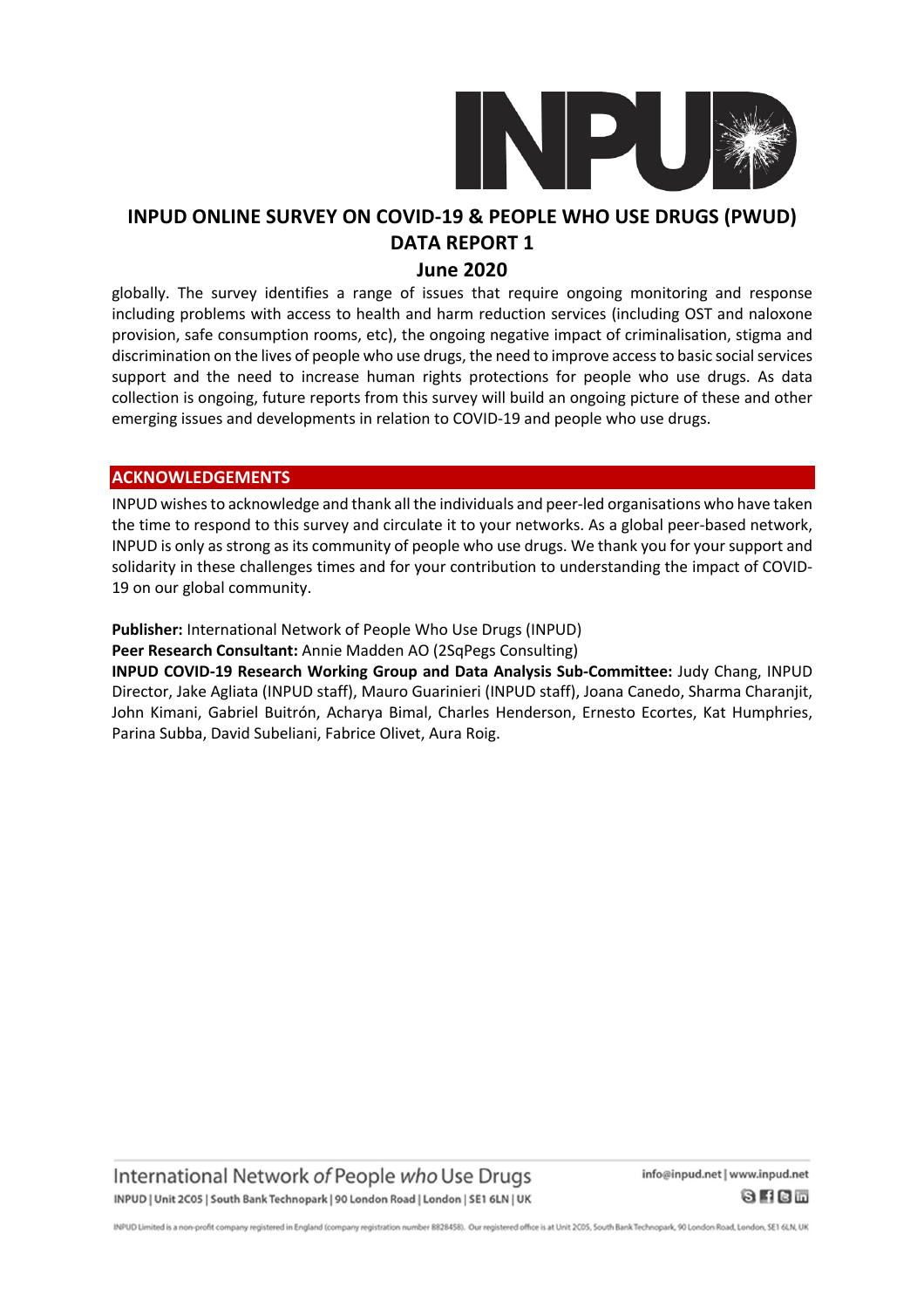# INPUD ONLINE SURVEY ON COVID-19 & PEOPLE WHO USE DRUGS (PWUD) DATA REPORT 1

## June 2020

globally. The survey identifies a range of issues that require ongoing monitoring and response including problems with access to health and harm reduction services (including OST and naloxone provision, safe consumption rooms, etc), the ongoing negative impact of criminalisation, stigma and discrimination on the lives of people who use drugs, the need to improve access to basic social services support and the need to increase human rights protections for people who use drugs. As data collection is ongoing, future reports from this survey will build an ongoing picture of these and other emerging issues and developments in relation to COVID-19 and people who use drugs.

## ACKNOWLEDGEMENTS

INPUD wishes to acknowledge and thank all the individuals and peer-led organisations who have taken the time to respond to this survey and circulate it to your networks. As a global peer-based network, INPUD is only as strong as its community of people who use drugs. We thank you for your support and solidarity in these challenges times and for your contribution to understanding the impact of COVID-19 on our global community.

**Publisher:** International Network of People Who Use Drugs (INPUD)

**Peer Research Consultant:** Annie Madden AO (2SqPegs Consulting)

**INPUD COVID-19 Research Working Group and Data Analysis Sub-Committee:** Judy Chang, INPUD Director, Jake Agliata (INPUD staff), Mauro Guarinieri (INPUD staff), Joana Canedo, Sharma Charanjit, John Kimani, Gabriel Buitrón, Acharya Bimal, Charles Henderson, Ernesto Ecortes, Kat Humphries, Parina Subba, David Subeliani, Fabrice Olivet, Aura Roig.